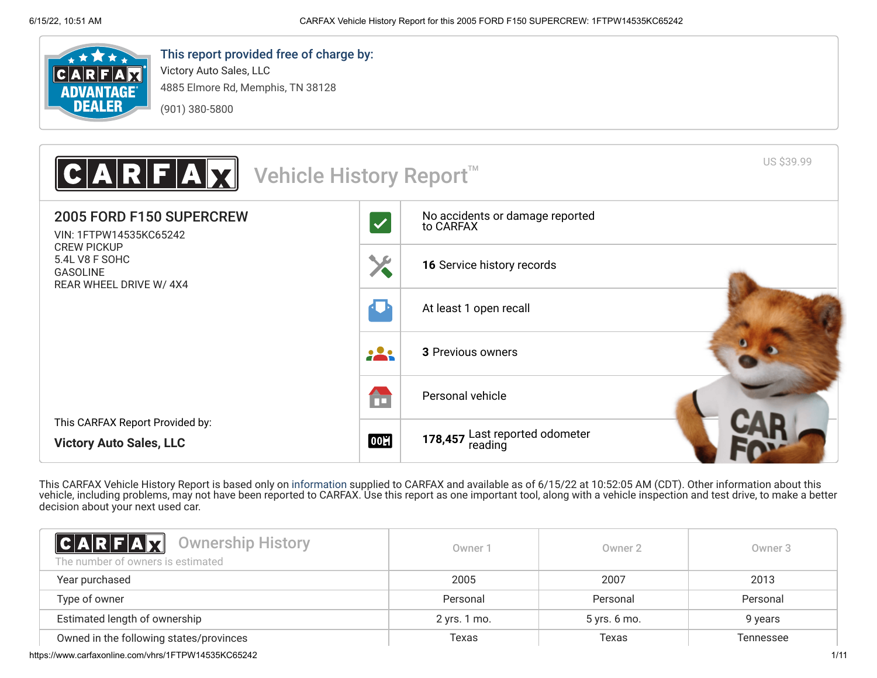**This report provided free of charge by:**

Victory Auto Sales, LLC
4885 Elmore Rd, Memphis, TN 38128
(901) 380-5800

# CARFAX Vehicle History Report™

US $39.99

## 2005 FORD F150 SUPERCREW

VIN: 1FTPW14535KC65242
CREW PICKUP
5.4L V8 F SOHC
GASOLINE
REAR WHEEL DRIVE W/ 4X4

This CARFAX Report Provided by:

**Victory Auto Sales, LLC**

- No accidents or damage reported to CARFAX
- **16** Service history records
- At least 1 open recall
- **3** Previous owners
- Personal vehicle
- **178,457** Last reported odometer reading

This CARFAX Vehicle History Report is based only on information supplied to CARFAX and available as of 6/15/22 at 10:52:05 AM (CDT). Other information about this vehicle, including problems, may not have been reported to CARFAX. Use this report as one important tool, along with a vehicle inspection and test drive, to make a better decision about your next used car.

## CARFAX Ownership History

The number of owners is estimated

| | Owner 1 | Owner 2 | Owner 3 |
|---|---|---|---|
| Year purchased | 2005 | 2007 | 2013 |
| Type of owner | Personal | Personal | Personal |
| Estimated length of ownership | 2 yrs. 1 mo. | 5 yrs. 6 mo. | 9 years |
| Owned in the following states/provinces | Texas | Texas | Tennessee |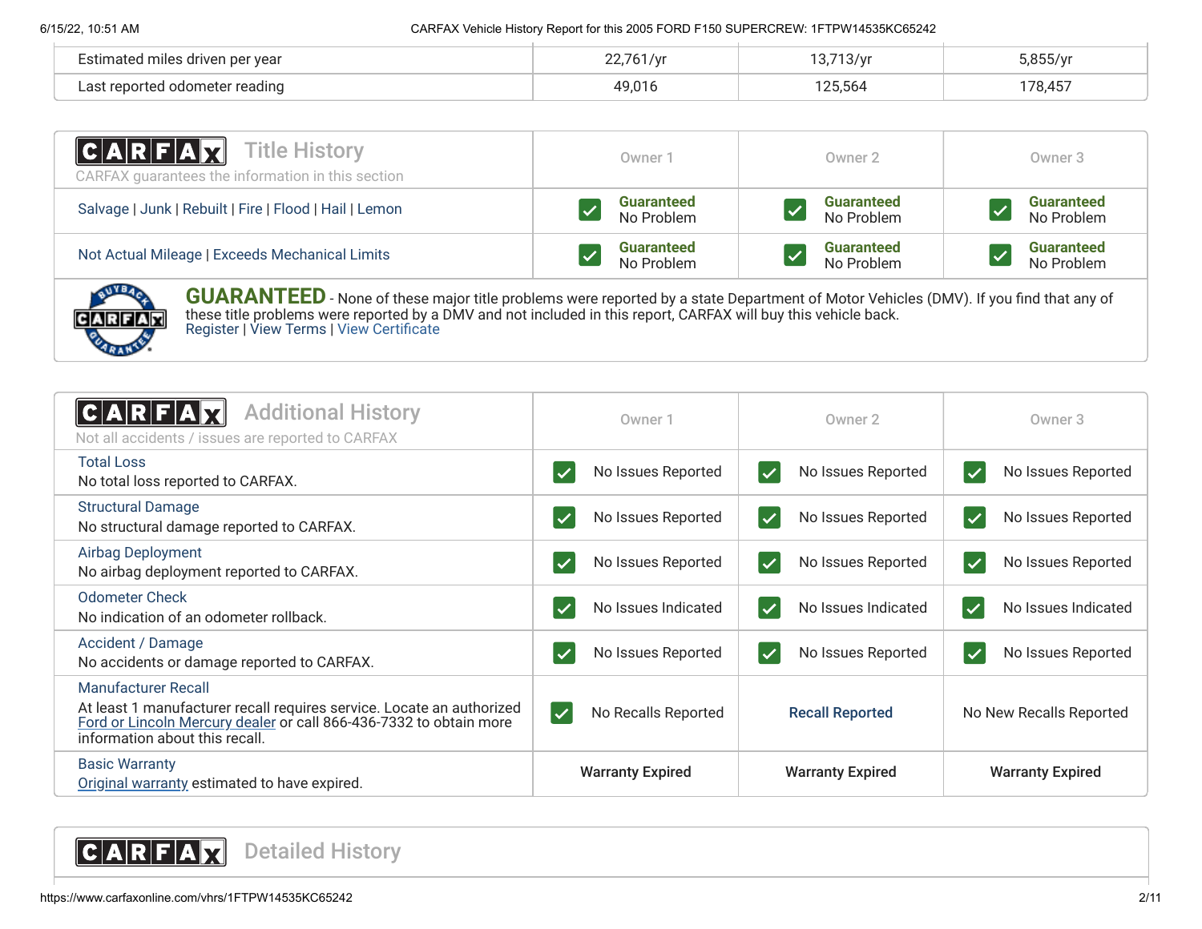| | | | |
|---|---|---|---|
| Estimated miles driven per year | 22,761/yr | 13,713/yr | 5,855/yr |
| Last reported odometer reading | 49,016 | 125,564 | 178,457 |

## CARFAX Title History

CARFAX guarantees the information in this section

| | Owner 1 | Owner 2 | Owner 3 |
|---|---|---|---|
| Salvage \| Junk \| Rebuilt \| Fire \| Flood \| Hail \| Lemon | Guaranteed No Problem | Guaranteed No Problem | Guaranteed No Problem |
| Not Actual Mileage \| Exceeds Mechanical Limits | Guaranteed No Problem | Guaranteed No Problem | Guaranteed No Problem |

**GUARANTEED** - None of these major title problems were reported by a state Department of Motor Vehicles (DMV). If you find that any of these title problems were reported by a DMV and not included in this report, CARFAX will buy this vehicle back.
Register | View Terms | View Certificate

## CARFAX Additional History

Not all accidents / issues are reported to CARFAX

| | Owner 1 | Owner 2 | Owner 3 |
|---|---|---|---|
| Total Loss<br>No total loss reported to CARFAX. | No Issues Reported | No Issues Reported | No Issues Reported |
| Structural Damage<br>No structural damage reported to CARFAX. | No Issues Reported | No Issues Reported | No Issues Reported |
| Airbag Deployment<br>No airbag deployment reported to CARFAX. | No Issues Reported | No Issues Reported | No Issues Reported |
| Odometer Check<br>No indication of an odometer rollback. | No Issues Indicated | No Issues Indicated | No Issues Indicated |
| Accident / Damage<br>No accidents or damage reported to CARFAX. | No Issues Reported | No Issues Reported | No Issues Reported |
| Manufacturer Recall<br>At least 1 manufacturer recall requires service. Locate an authorized Ford or Lincoln Mercury dealer or call 866-436-7332 to obtain more information about this recall. | No Recalls Reported | Recall Reported | No New Recalls Reported |
| Basic Warranty<br>Original warranty estimated to have expired. | Warranty Expired | Warranty Expired | Warranty Expired |

## CARFAX Detailed History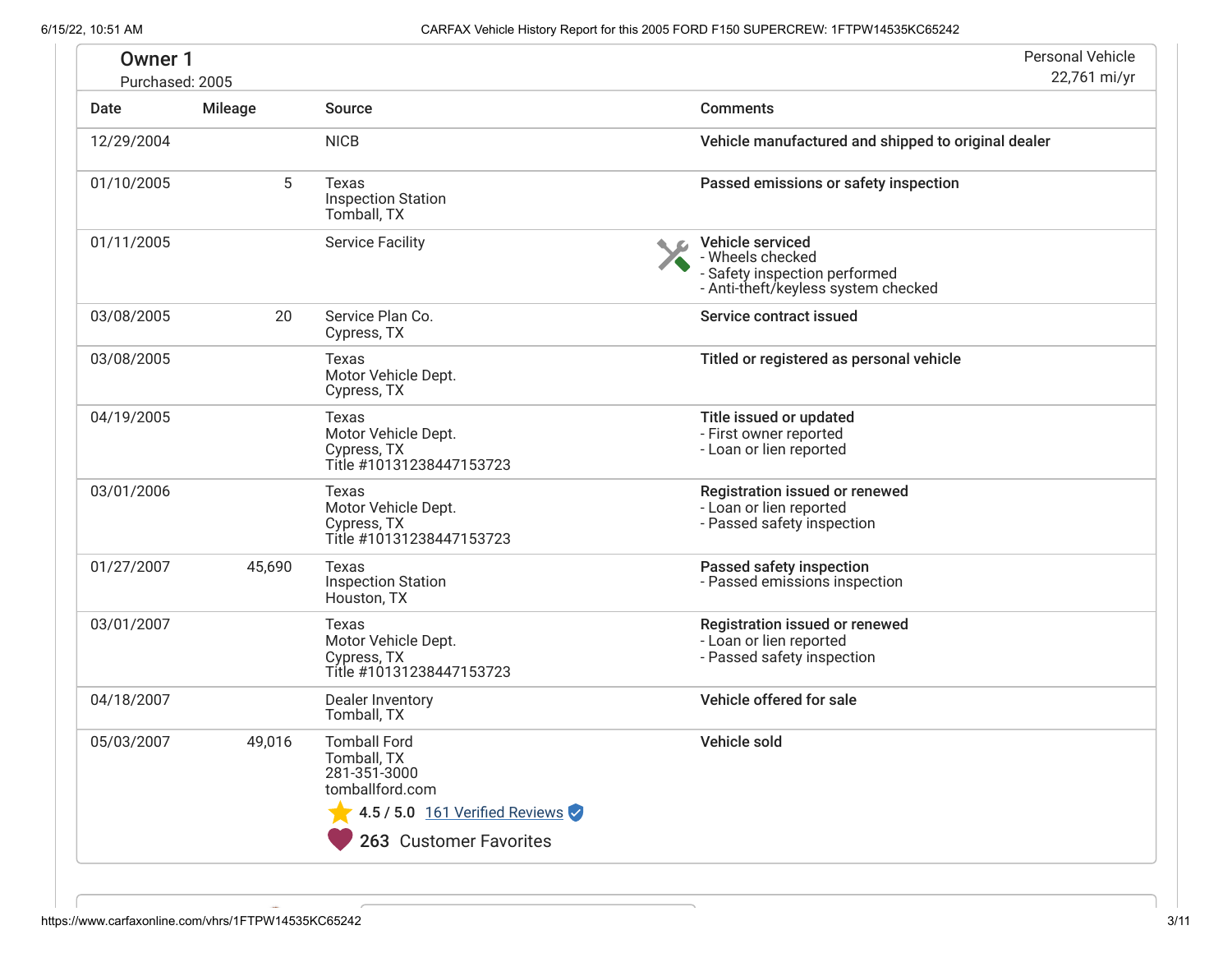## Owner 1

Purchased: 2005

Personal Vehicle
22,761 mi/yr

| Date | Mileage | Source | Comments |
| --- | --- | --- | --- |
| 12/29/2004 | | NICB | **Vehicle manufactured and shipped to original dealer** |
| 01/10/2005 | 5 | Texas<br>Inspection Station<br>Tomball, TX | **Passed emissions or safety inspection** |
| 01/11/2005 | | Service Facility | **Vehicle serviced**<br>- Wheels checked<br>- Safety inspection performed<br>- Anti-theft/keyless system checked |
| 03/08/2005 | 20 | Service Plan Co.<br>Cypress, TX | **Service contract issued** |
| 03/08/2005 | | Texas<br>Motor Vehicle Dept.<br>Cypress, TX | **Titled or registered as personal vehicle** |
| 04/19/2005 | | Texas<br>Motor Vehicle Dept.<br>Cypress, TX<br>Title #10131238447153723 | **Title issued or updated**<br>- First owner reported<br>- Loan or lien reported |
| 03/01/2006 | | Texas<br>Motor Vehicle Dept.<br>Cypress, TX<br>Title #10131238447153723 | **Registration issued or renewed**<br>- Loan or lien reported<br>- Passed safety inspection |
| 01/27/2007 | 45,690 | Texas<br>Inspection Station<br>Houston, TX | **Passed safety inspection**<br>- Passed emissions inspection |
| 03/01/2007 | | Texas<br>Motor Vehicle Dept.<br>Cypress, TX<br>Title #10131238447153723 | **Registration issued or renewed**<br>- Loan or lien reported<br>- Passed safety inspection |
| 04/18/2007 | | Dealer Inventory<br>Tomball, TX | **Vehicle offered for sale** |
| 05/03/2007 | 49,016 | Tomball Ford<br>Tomball, TX<br>281-351-3000<br>tomballford.com<br>4.5 / 5.0 161 Verified Reviews<br>263 Customer Favorites | **Vehicle sold** |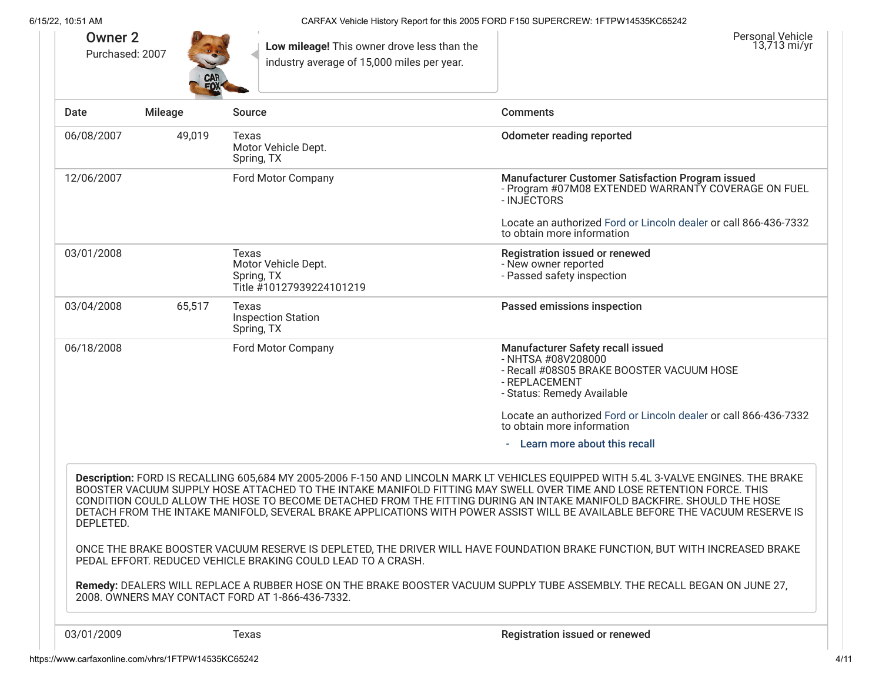## Owner 2

Purchased: 2007

**Low mileage!** This owner drove less than the industry average of 15,000 miles per year.

Personal Vehicle
13,713 mi/yr

| Date | Mileage | Source | Comments |
|---|---|---|---|
| 06/08/2007 | 49,019 | Texas<br>Motor Vehicle Dept.<br>Spring, TX | **Odometer reading reported** |
| 12/06/2007 | | Ford Motor Company | **Manufacturer Customer Satisfaction Program issued**<br>- Program #07M08 EXTENDED WARRANTY COVERAGE ON FUEL<br>- INJECTORS<br><br>Locate an authorized Ford or Lincoln dealer or call 866-436-7332 to obtain more information |
| 03/01/2008 | | Texas<br>Motor Vehicle Dept.<br>Spring, TX<br>Title #10127939224101219 | **Registration issued or renewed**<br>- New owner reported<br>- Passed safety inspection |
| 03/04/2008 | 65,517 | Texas<br>Inspection Station<br>Spring, TX | **Passed emissions inspection** |
| 06/18/2008 | | Ford Motor Company | **Manufacturer Safety recall issued**<br>- NHTSA #08V208000<br>- Recall #08S05 BRAKE BOOSTER VACUUM HOSE<br>- REPLACEMENT<br>- Status: Remedy Available<br><br>Locate an authorized Ford or Lincoln dealer or call 866-436-7332 to obtain more information<br><br>- **Learn more about this recall** |

**Description:** FORD IS RECALLING 605,684 MY 2005-2006 F-150 AND LINCOLN MARK LT VEHICLES EQUIPPED WITH 5.4L 3-VALVE ENGINES. THE BRAKE BOOSTER VACUUM SUPPLY HOSE ATTACHED TO THE INTAKE MANIFOLD FITTING MAY SWELL OVER TIME AND LOSE RETENTION FORCE. THIS CONDITION COULD ALLOW THE HOSE TO BECOME DETACHED FROM THE FITTING DURING AN INTAKE MANIFOLD BACKFIRE. SHOULD THE HOSE DETACH FROM THE INTAKE MANIFOLD, SEVERAL BRAKE APPLICATIONS WITH POWER ASSIST WILL BE AVAILABLE BEFORE THE VACUUM RESERVE IS DEPLETED.

ONCE THE BRAKE BOOSTER VACUUM RESERVE IS DEPLETED, THE DRIVER WILL HAVE FOUNDATION BRAKE FUNCTION, BUT WITH INCREASED BRAKE PEDAL EFFORT. REDUCED VEHICLE BRAKING COULD LEAD TO A CRASH.

**Remedy:** DEALERS WILL REPLACE A RUBBER HOSE ON THE BRAKE BOOSTER VACUUM SUPPLY TUBE ASSEMBLY. THE RECALL BEGAN ON JUNE 27, 2008. OWNERS MAY CONTACT FORD AT 1-866-436-7332.

| Date | Mileage | Source | Comments |
|---|---|---|---|
| 03/01/2009 | | Texas | **Registration issued or renewed** |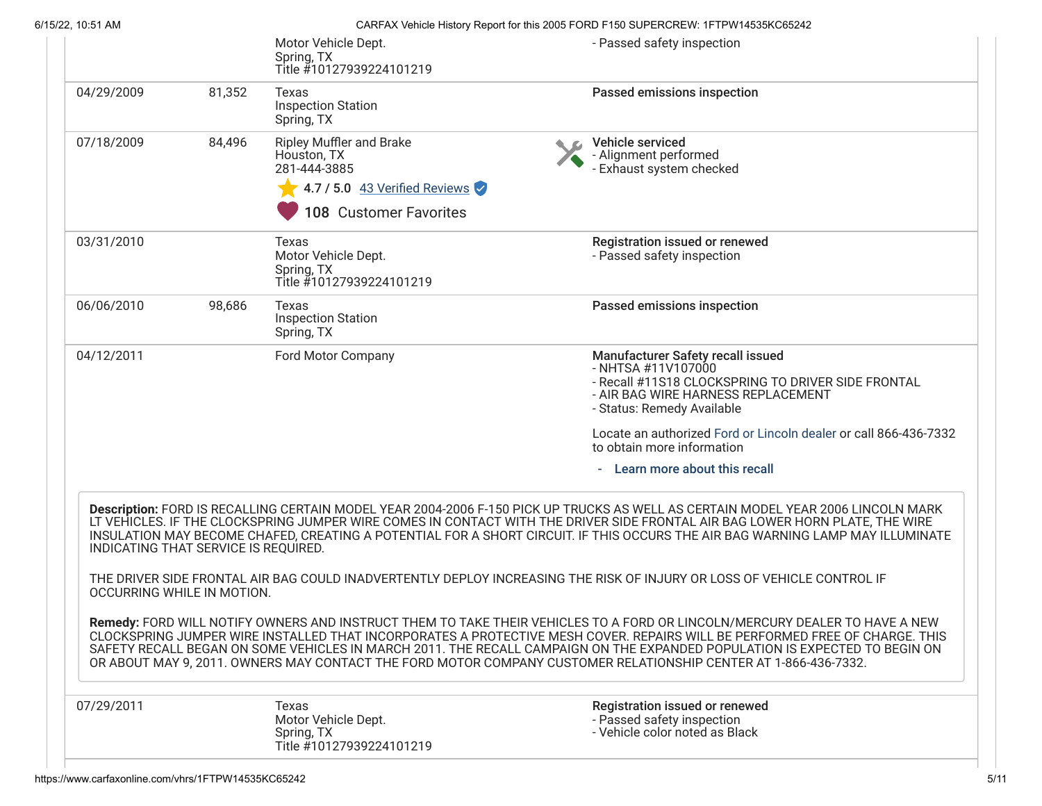| Date | Mileage | Source | Comments |
|---|---|---|---|
| | | Motor Vehicle Dept.<br>Spring, TX<br>Title #10127939224101219 | - Passed safety inspection |
| 04/29/2009 | 81,352 | Texas<br>Inspection Station<br>Spring, TX | **Passed emissions inspection** |
| 07/18/2009 | 84,496 | Ripley Muffler and Brake<br>Houston, TX<br>281-444-3885<br>4.7 / 5.0 43 Verified Reviews<br>108 Customer Favorites | **Vehicle serviced**<br>- Alignment performed<br>- Exhaust system checked |
| 03/31/2010 | | Texas<br>Motor Vehicle Dept.<br>Spring, TX<br>Title #10127939224101219 | **Registration issued or renewed**<br>- Passed safety inspection |
| 06/06/2010 | 98,686 | Texas<br>Inspection Station<br>Spring, TX | **Passed emissions inspection** |
| 04/12/2011 | | Ford Motor Company | **Manufacturer Safety recall issued**<br>- NHTSA #11V107000<br>- Recall #11S18 CLOCKSPRING TO DRIVER SIDE FRONTAL<br>- AIR BAG WIRE HARNESS REPLACEMENT<br>- Status: Remedy Available<br><br>Locate an authorized Ford or Lincoln dealer or call 866-436-7332 to obtain more information<br><br>- Learn more about this recall |

**Description:** FORD IS RECALLING CERTAIN MODEL YEAR 2004-2006 F-150 PICK UP TRUCKS AS WELL AS CERTAIN MODEL YEAR 2006 LINCOLN MARK LT VEHICLES. IF THE CLOCKSPRING JUMPER WIRE COMES IN CONTACT WITH THE DRIVER SIDE FRONTAL AIR BAG LOWER HORN PLATE, THE WIRE INSULATION MAY BECOME CHAFED, CREATING A POTENTIAL FOR A SHORT CIRCUIT. IF THIS OCCURS THE AIR BAG WARNING LAMP MAY ILLUMINATE INDICATING THAT SERVICE IS REQUIRED.

THE DRIVER SIDE FRONTAL AIR BAG COULD INADVERTENTLY DEPLOY INCREASING THE RISK OF INJURY OR LOSS OF VEHICLE CONTROL IF OCCURRING WHILE IN MOTION.

**Remedy:** FORD WILL NOTIFY OWNERS AND INSTRUCT THEM TO TAKE THEIR VEHICLES TO A FORD OR LINCOLN/MERCURY DEALER TO HAVE A NEW CLOCKSPRING JUMPER WIRE INSTALLED THAT INCORPORATES A PROTECTIVE MESH COVER. REPAIRS WILL BE PERFORMED FREE OF CHARGE. THIS SAFETY RECALL BEGAN ON SOME VEHICLES IN MARCH 2011. THE RECALL CAMPAIGN ON THE EXPANDED POPULATION IS EXPECTED TO BEGIN ON OR ABOUT MAY 9, 2011. OWNERS MAY CONTACT THE FORD MOTOR COMPANY CUSTOMER RELATIONSHIP CENTER AT 1-866-436-7332.

| Date | Mileage | Source | Comments |
|---|---|---|---|
| 07/29/2011 | | Texas<br>Motor Vehicle Dept.<br>Spring, TX<br>Title #10127939224101219 | **Registration issued or renewed**<br>- Passed safety inspection<br>- Vehicle color noted as Black |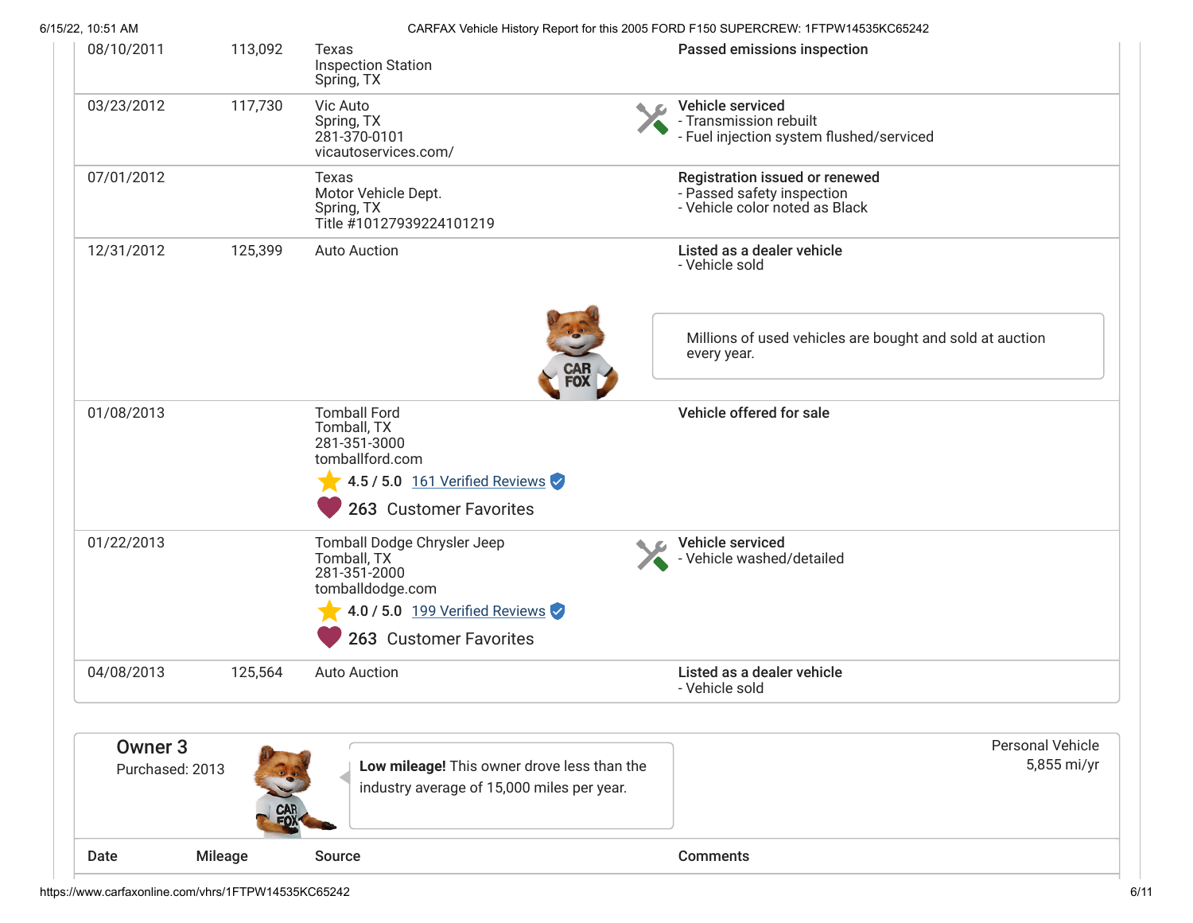| Date | Mileage | Source | Comments |
| --- | --- | --- | --- |
| 08/10/2011 | 113,092 | Texas<br>Inspection Station<br>Spring, TX | **Passed emissions inspection** |
| 03/23/2012 | 117,730 | Vic Auto<br>Spring, TX<br>281-370-0101<br>vicautoservices.com/ | **Vehicle serviced**<br>- Transmission rebuilt<br>- Fuel injection system flushed/serviced |
| 07/01/2012 | | Texas<br>Motor Vehicle Dept.<br>Spring, TX<br>Title #10127939224101219 | **Registration issued or renewed**<br>- Passed safety inspection<br>- Vehicle color noted as Black |
| 12/31/2012 | 125,399 | Auto Auction | **Listed as a dealer vehicle**<br>- Vehicle sold<br><br>Millions of used vehicles are bought and sold at auction every year. |
| 01/08/2013 | | Tomball Ford<br>Tomball, TX<br>281-351-3000<br>tomballford.com<br>4.5 / 5.0 161 Verified Reviews<br>263 Customer Favorites | **Vehicle offered for sale** |
| 01/22/2013 | | Tomball Dodge Chrysler Jeep<br>Tomball, TX<br>281-351-2000<br>tomballdodge.com<br>4.0 / 5.0 199 Verified Reviews<br>263 Customer Favorites | **Vehicle serviced**<br>- Vehicle washed/detailed |
| 04/08/2013 | 125,564 | Auto Auction | **Listed as a dealer vehicle**<br>- Vehicle sold |

## Owner 3

Purchased: 2013

**Low mileage!** This owner drove less than the industry average of 15,000 miles per year.

Personal Vehicle
5,855 mi/yr

| Date | Mileage | Source | Comments |
| --- | --- | --- | --- |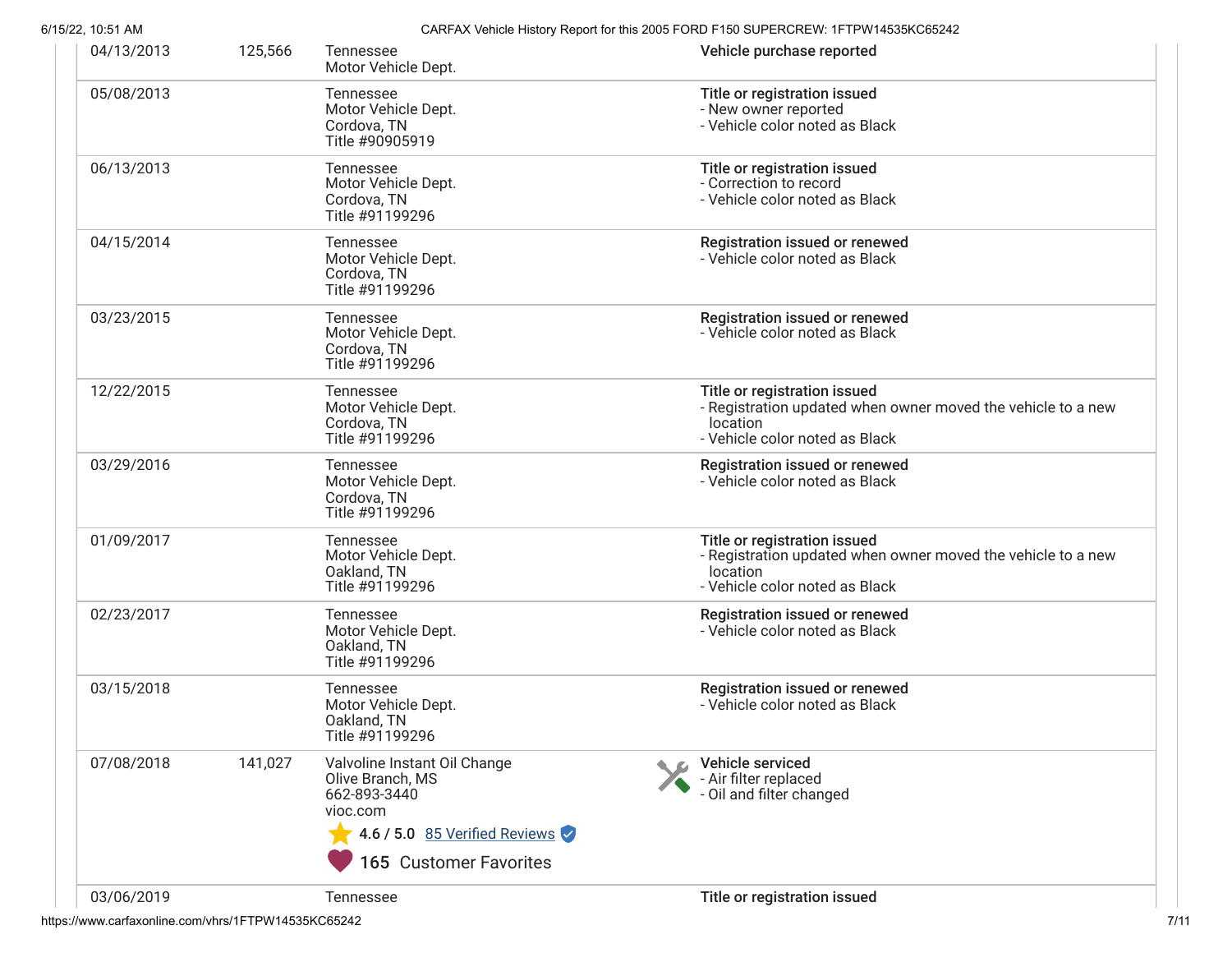| Date | Mileage | Source | Comments |
|---|---|---|---|
| 04/13/2013 | 125,566 | Tennessee Motor Vehicle Dept. | **Vehicle purchase reported** |
| 05/08/2013 | | Tennessee Motor Vehicle Dept. Cordova, TN Title #90905919 | **Title or registration issued** - New owner reported - Vehicle color noted as Black |
| 06/13/2013 | | Tennessee Motor Vehicle Dept. Cordova, TN Title #91199296 | **Title or registration issued** - Correction to record - Vehicle color noted as Black |
| 04/15/2014 | | Tennessee Motor Vehicle Dept. Cordova, TN Title #91199296 | **Registration issued or renewed** - Vehicle color noted as Black |
| 03/23/2015 | | Tennessee Motor Vehicle Dept. Cordova, TN Title #91199296 | **Registration issued or renewed** - Vehicle color noted as Black |
| 12/22/2015 | | Tennessee Motor Vehicle Dept. Cordova, TN Title #91199296 | **Title or registration issued** - Registration updated when owner moved the vehicle to a new location - Vehicle color noted as Black |
| 03/29/2016 | | Tennessee Motor Vehicle Dept. Cordova, TN Title #91199296 | **Registration issued or renewed** - Vehicle color noted as Black |
| 01/09/2017 | | Tennessee Motor Vehicle Dept. Oakland, TN Title #91199296 | **Title or registration issued** - Registration updated when owner moved the vehicle to a new location - Vehicle color noted as Black |
| 02/23/2017 | | Tennessee Motor Vehicle Dept. Oakland, TN Title #91199296 | **Registration issued or renewed** - Vehicle color noted as Black |
| 03/15/2018 | | Tennessee Motor Vehicle Dept. Oakland, TN Title #91199296 | **Registration issued or renewed** - Vehicle color noted as Black |
| 07/08/2018 | 141,027 | Valvoline Instant Oil Change Olive Branch, MS 662-893-3440 vioc.com 4.6 / 5.0 85 Verified Reviews 165 Customer Favorites | **Vehicle serviced** - Air filter replaced - Oil and filter changed |
| 03/06/2019 | | Tennessee | **Title or registration issued** |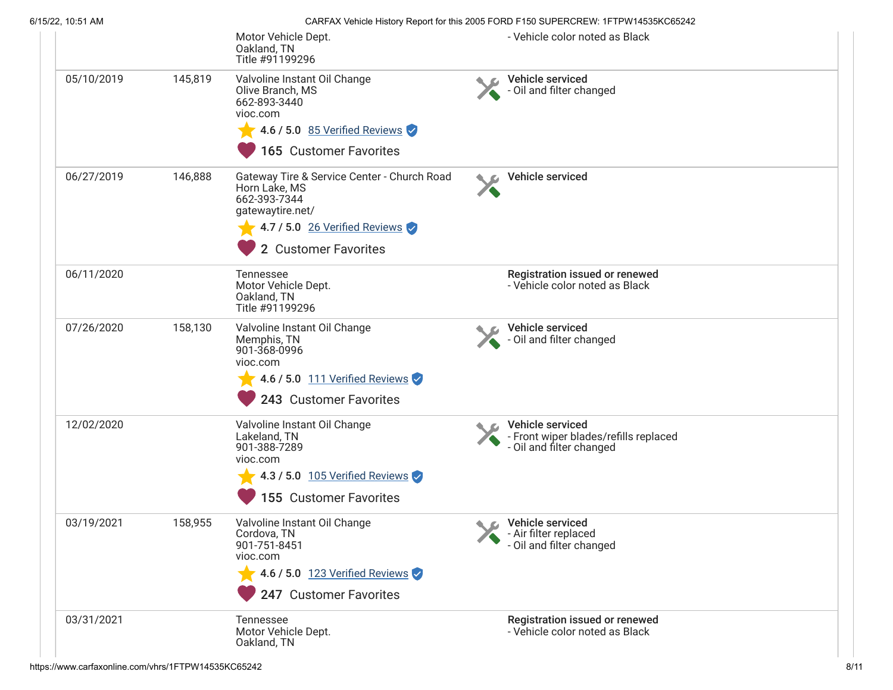| Date | Mileage | Source | Comments |
|---|---|---|---|
| | | Motor Vehicle Dept.<br>Oakland, TN<br>Title #91199296 | - Vehicle color noted as Black |
| 05/10/2019 | 145,819 | Valvoline Instant Oil Change<br>Olive Branch, MS<br>662-893-3440<br>vioc.com<br>4.6 / 5.0 85 Verified Reviews<br>165 Customer Favorites | **Vehicle serviced**<br>- Oil and filter changed |
| 06/27/2019 | 146,888 | Gateway Tire & Service Center - Church Road<br>Horn Lake, MS<br>662-393-7344<br>gatewaytire.net/<br>4.7 / 5.0 26 Verified Reviews<br>2 Customer Favorites | **Vehicle serviced** |
| 06/11/2020 | | Tennessee<br>Motor Vehicle Dept.<br>Oakland, TN<br>Title #91199296 | **Registration issued or renewed**<br>- Vehicle color noted as Black |
| 07/26/2020 | 158,130 | Valvoline Instant Oil Change<br>Memphis, TN<br>901-368-0996<br>vioc.com<br>4.6 / 5.0 111 Verified Reviews<br>243 Customer Favorites | **Vehicle serviced**<br>- Oil and filter changed |
| 12/02/2020 | | Valvoline Instant Oil Change<br>Lakeland, TN<br>901-388-7289<br>vioc.com<br>4.3 / 5.0 105 Verified Reviews<br>155 Customer Favorites | **Vehicle serviced**<br>- Front wiper blades/refills replaced<br>- Oil and filter changed |
| 03/19/2021 | 158,955 | Valvoline Instant Oil Change<br>Cordova, TN<br>901-751-8451<br>vioc.com<br>4.6 / 5.0 123 Verified Reviews<br>247 Customer Favorites | **Vehicle serviced**<br>- Air filter replaced<br>- Oil and filter changed |
| 03/31/2021 | | Tennessee<br>Motor Vehicle Dept.<br>Oakland, TN | **Registration issued or renewed**<br>- Vehicle color noted as Black |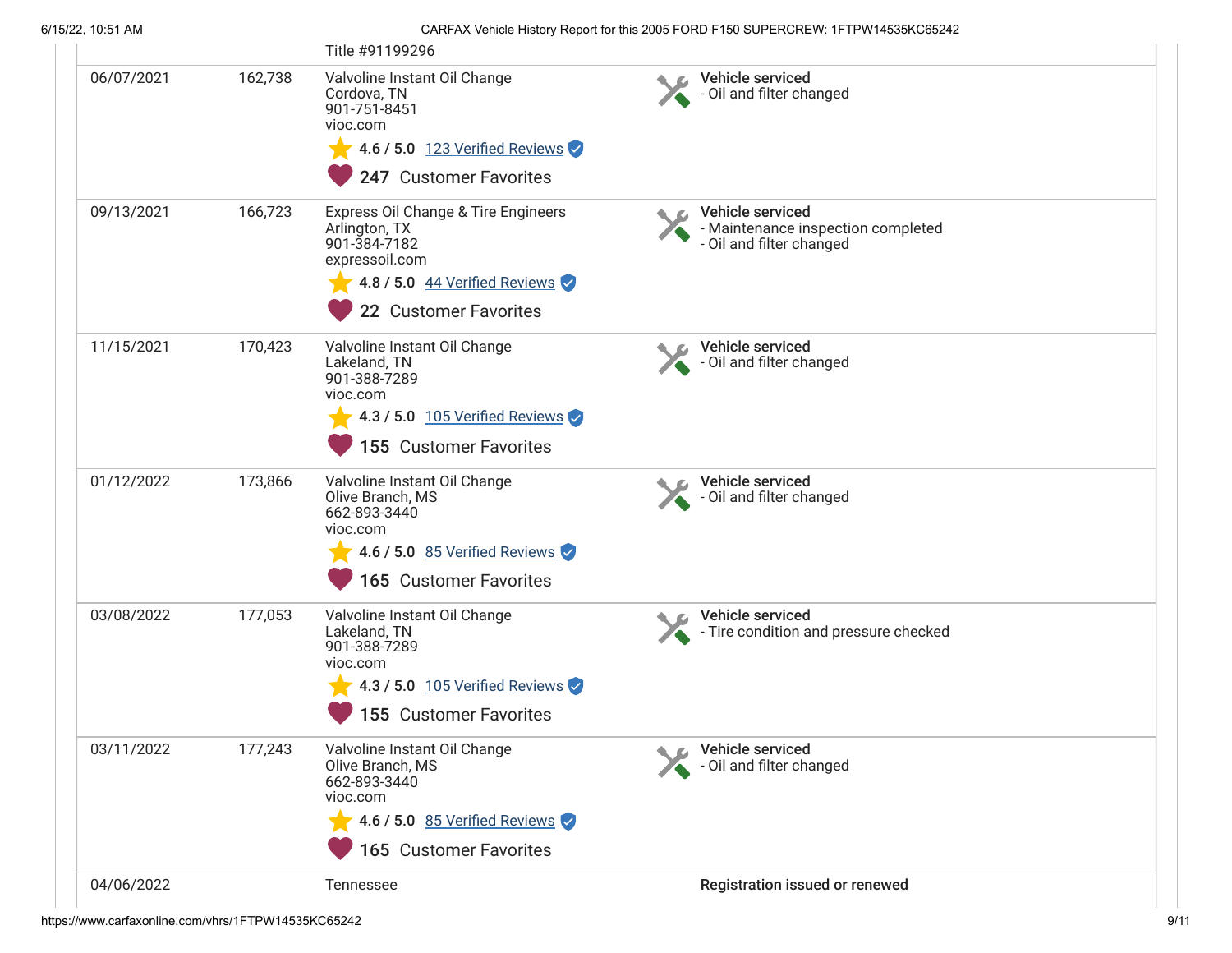| Date | Mileage | Source | Comments |
| --- | --- | --- | --- |
| | | Title #91199296 | |
| 06/07/2021 | 162,738 | Valvoline Instant Oil Change<br>Cordova, TN<br>901-751-8451<br>vioc.com<br>4.6 / 5.0 123 Verified Reviews<br>247 Customer Favorites | **Vehicle serviced**<br>- Oil and filter changed |
| 09/13/2021 | 166,723 | Express Oil Change & Tire Engineers<br>Arlington, TX<br>901-384-7182<br>expressoil.com<br>4.8 / 5.0 44 Verified Reviews<br>22 Customer Favorites | **Vehicle serviced**<br>- Maintenance inspection completed<br>- Oil and filter changed |
| 11/15/2021 | 170,423 | Valvoline Instant Oil Change<br>Lakeland, TN<br>901-388-7289<br>vioc.com<br>4.3 / 5.0 105 Verified Reviews<br>155 Customer Favorites | **Vehicle serviced**<br>- Oil and filter changed |
| 01/12/2022 | 173,866 | Valvoline Instant Oil Change<br>Olive Branch, MS<br>662-893-3440<br>vioc.com<br>4.6 / 5.0 85 Verified Reviews<br>165 Customer Favorites | **Vehicle serviced**<br>- Oil and filter changed |
| 03/08/2022 | 177,053 | Valvoline Instant Oil Change<br>Lakeland, TN<br>901-388-7289<br>vioc.com<br>4.3 / 5.0 105 Verified Reviews<br>155 Customer Favorites | **Vehicle serviced**<br>- Tire condition and pressure checked |
| 03/11/2022 | 177,243 | Valvoline Instant Oil Change<br>Olive Branch, MS<br>662-893-3440<br>vioc.com<br>4.6 / 5.0 85 Verified Reviews<br>165 Customer Favorites | **Vehicle serviced**<br>- Oil and filter changed |
| 04/06/2022 | | Tennessee | **Registration issued or renewed** |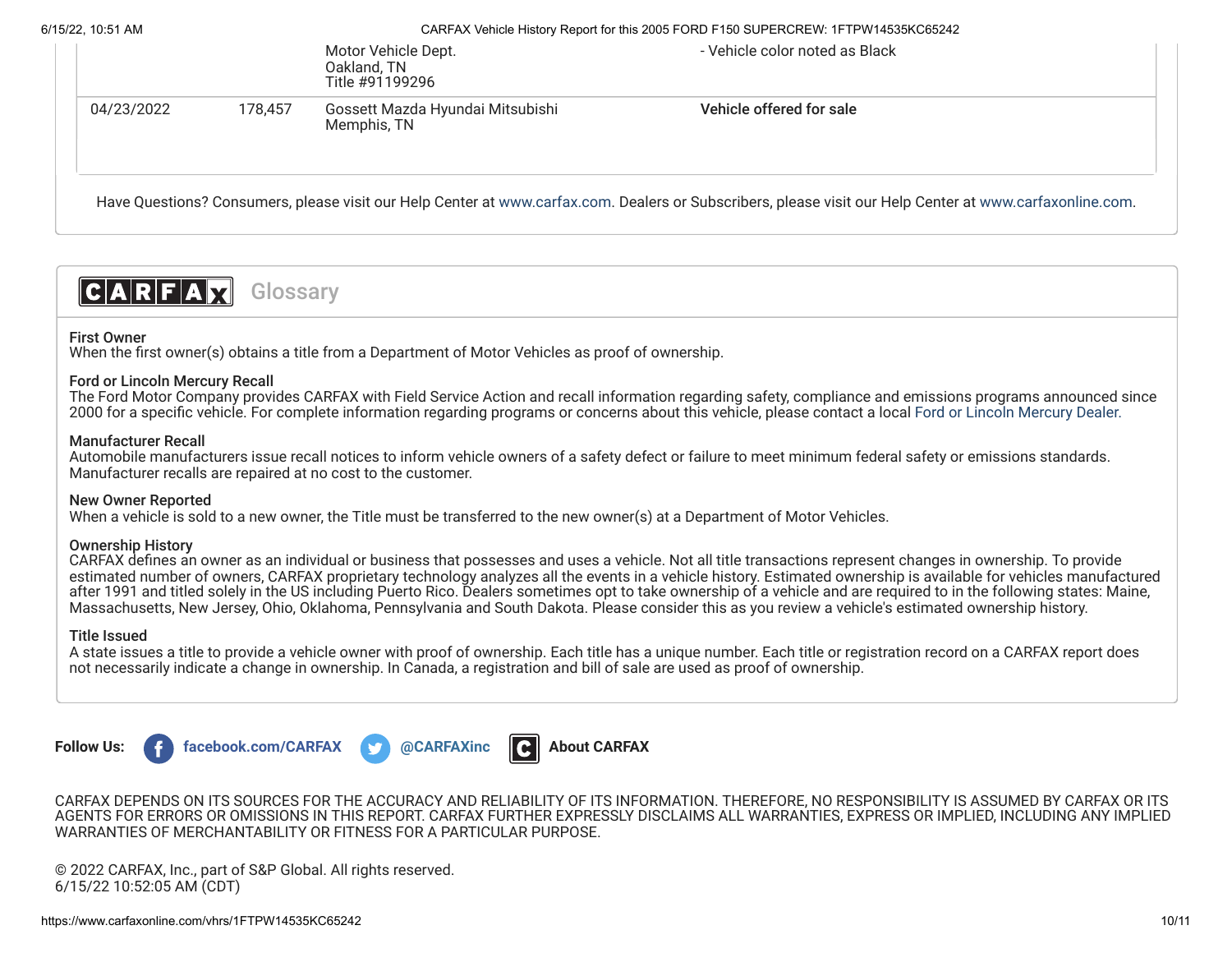| | | | |
|---|---|---|---|
| | | Motor Vehicle Dept.<br>Oakland, TN<br>Title #91199296 | - Vehicle color noted as Black |
| 04/23/2022 | 178,457 | Gossett Mazda Hyundai Mitsubishi<br>Memphis, TN | **Vehicle offered for sale** |

Have Questions? Consumers, please visit our Help Center at www.carfax.com. Dealers or Subscribers, please visit our Help Center at www.carfaxonline.com.

## CARFAX Glossary

**First Owner**
When the first owner(s) obtains a title from a Department of Motor Vehicles as proof of ownership.

**Ford or Lincoln Mercury Recall**
The Ford Motor Company provides CARFAX with Field Service Action and recall information regarding safety, compliance and emissions programs announced since 2000 for a specific vehicle. For complete information regarding programs or concerns about this vehicle, please contact a local Ford or Lincoln Mercury Dealer.

**Manufacturer Recall**
Automobile manufacturers issue recall notices to inform vehicle owners of a safety defect or failure to meet minimum federal safety or emissions standards. Manufacturer recalls are repaired at no cost to the customer.

**New Owner Reported**
When a vehicle is sold to a new owner, the Title must be transferred to the new owner(s) at a Department of Motor Vehicles.

**Ownership History**
CARFAX defines an owner as an individual or business that possesses and uses a vehicle. Not all title transactions represent changes in ownership. To provide estimated number of owners, CARFAX proprietary technology analyzes all the events in a vehicle history. Estimated ownership is available for vehicles manufactured after 1991 and titled solely in the US including Puerto Rico. Dealers sometimes opt to take ownership of a vehicle and are required to in the following states: Maine, Massachusetts, New Jersey, Ohio, Oklahoma, Pennsylvania and South Dakota. Please consider this as you review a vehicle's estimated ownership history.

**Title Issued**
A state issues a title to provide a vehicle owner with proof of ownership. Each title has a unique number. Each title or registration record on a CARFAX report does not necessarily indicate a change in ownership. In Canada, a registration and bill of sale are used as proof of ownership.

**Follow Us:** facebook.com/CARFAX @CARFAXinc About CARFAX

CARFAX DEPENDS ON ITS SOURCES FOR THE ACCURACY AND RELIABILITY OF ITS INFORMATION. THEREFORE, NO RESPONSIBILITY IS ASSUMED BY CARFAX OR ITS AGENTS FOR ERRORS OR OMISSIONS IN THIS REPORT. CARFAX FURTHER EXPRESSLY DISCLAIMS ALL WARRANTIES, EXPRESS OR IMPLIED, INCLUDING ANY IMPLIED WARRANTIES OF MERCHANTABILITY OR FITNESS FOR A PARTICULAR PURPOSE.

© 2022 CARFAX, Inc., part of S&P Global. All rights reserved.
6/15/22 10:52:05 AM (CDT)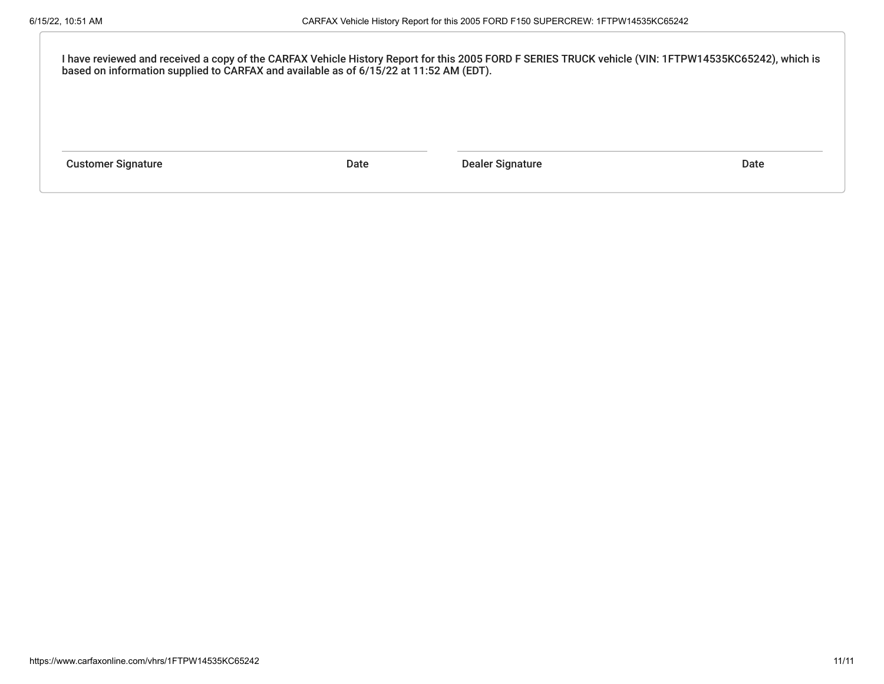I have reviewed and received a copy of the CARFAX Vehicle History Report for this 2005 FORD F SERIES TRUCK vehicle (VIN: 1FTPW14535KC65242), which is based on information supplied to CARFAX and available as of 6/15/22 at 11:52 AM (EDT).

| | | | |
|---|---|---|---|
| Customer Signature | Date | Dealer Signature | Date |